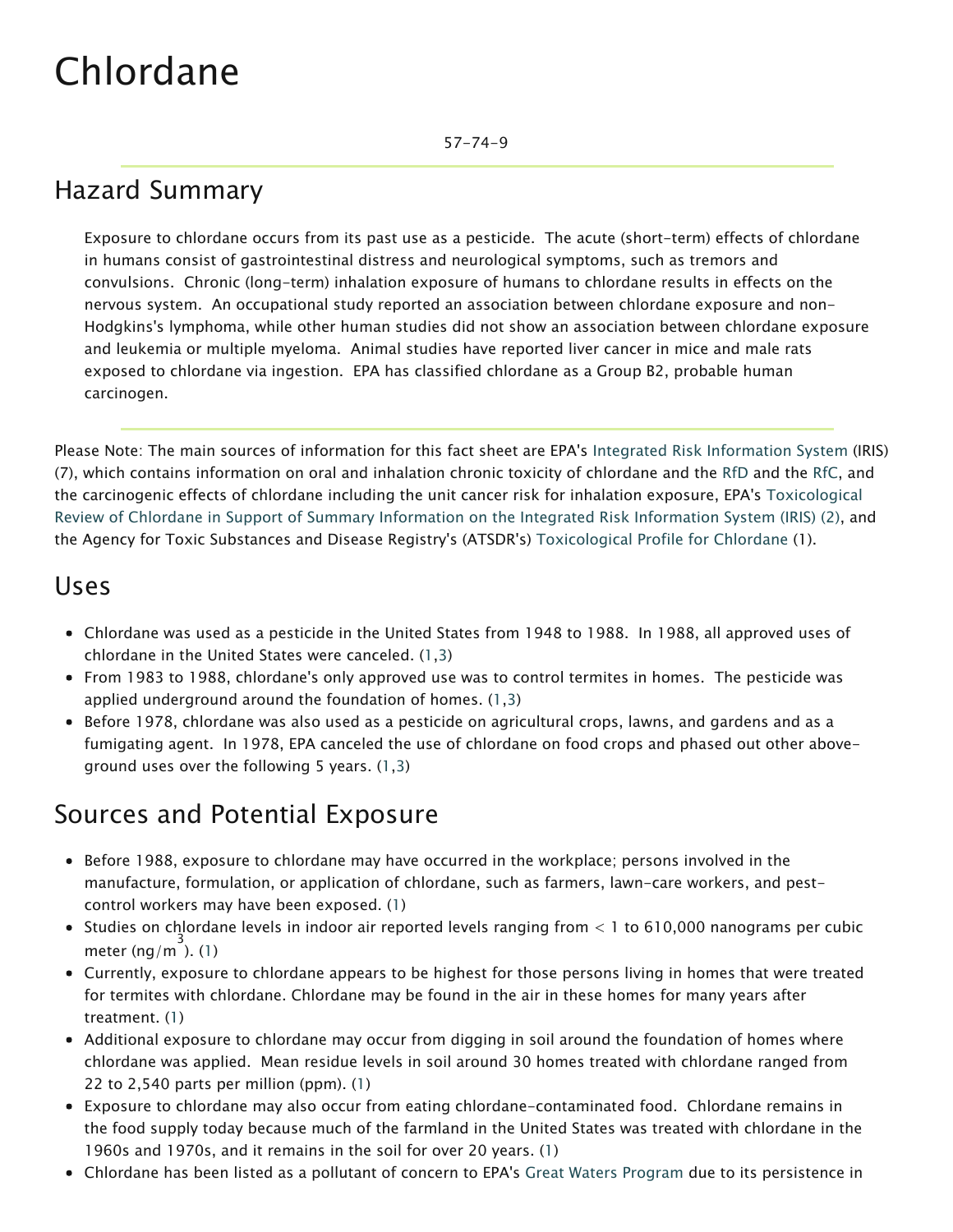# Chlordane

57-74-9

## Hazard Summary

Exposure to chlordane occurs from its past use as a pesticide. The acute (short-term) effects of chlordane in humans consist of gastrointestinal distress and neurological symptoms, such as tremors and convulsions. Chronic (long-term) inhalation exposure of humans to chlordane results in effects on the nervous system. An occupational study reported an association between chlordane exposure and non-Hodgkins's lymphoma, while other human studies did not show an association between chlordane exposure and leukemia or multiple myeloma. Animal studies have reported liver cancer in mice and male rats exposed to chlordane via ingestion. EPA has classified chlordane as a Group B2, probable human carcinogen.

Please Note: The main sources of information for this fact sheet are EPA's Integrated Risk Information System (IRIS) (7), which contains information on oral and inhalation chronic toxicity of chlordane and the RfD and the RfC, and the carcinogenic effects of chlordane including the unit cancer risk for inhalation exposure, EPA's Toxicological Review of Chlordane in Support of Summary Information on the Integrated Risk Information System (IRIS) (2), and the Agency for Toxic Substances and Disease Registry's (ATSDR's) Toxicological Profile for Chlordane (1).

## Uses

- Chlordane was used as a pesticide in the United States from 1948 to 1988. In 1988, all approved uses of chlordane in the United States were canceled. (1,3)
- From 1983 to 1988, chlordane's only approved use was to control termites in homes. The pesticide was applied underground around the foundation of homes. (1,3)
- Before 1978, chlordane was also used as a pesticide on agricultural crops, lawns, and gardens and as a fumigating agent. In 1978, EPA canceled the use of chlordane on food crops and phased out other above-ground uses over the following 5 years. (1,3)

## Sources and Potential Exposure

- Before 1988, exposure to chlordane may have occurred in the workplace; persons involved in the manufacture, formulation, or application of chlordane, such as farmers, lawn-care workers, and pest-control workers may have been exposed. (1)
- Studies on chlordane levels in indoor air reported levels ranging from < 1 to 610,000 nanograms per cubic meter (ng/m$^3$). (1)
- Currently, exposure to chlordane appears to be highest for those persons living in homes that were treated for termites with chlordane. Chlordane may be found in the air in these homes for many years after treatment. (1)
- Additional exposure to chlordane may occur from digging in soil around the foundation of homes where chlordane was applied. Mean residue levels in soil around 30 homes treated with chlordane ranged from 22 to 2,540 parts per million (ppm). (1)
- Exposure to chlordane may also occur from eating chlordane-contaminated food. Chlordane remains in the food supply today because much of the farmland in the United States was treated with chlordane in the 1960s and 1970s, and it remains in the soil for over 20 years. (1)
- Chlordane has been listed as a pollutant of concern to EPA's Great Waters Program due to its persistence in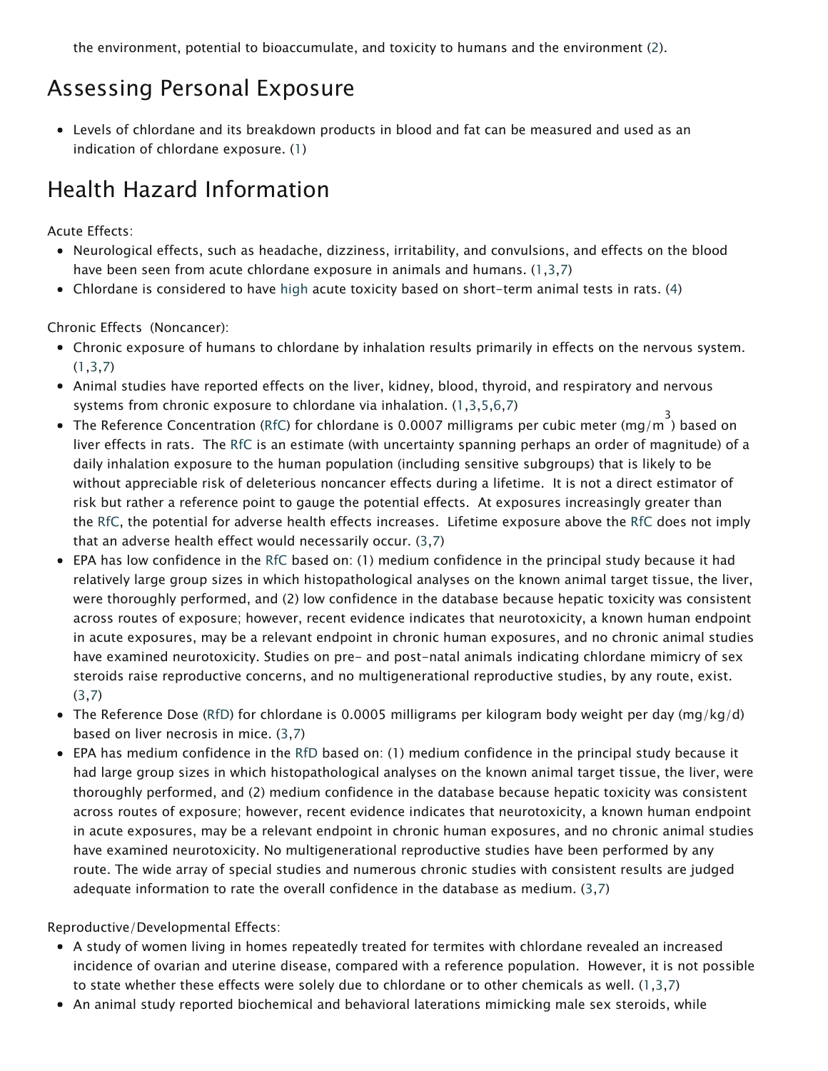the environment, potential to bioaccumulate, and toxicity to humans and the environment (2).

## Assessing Personal Exposure

- Levels of chlordane and its breakdown products in blood and fat can be measured and used as an indication of chlordane exposure. (1)

## Health Hazard Information

Acute Effects:

- Neurological effects, such as headache, dizziness, irritability, and convulsions, and effects on the blood have been seen from acute chlordane exposure in animals and humans. (1,3,7)
- Chlordane is considered to have high acute toxicity based on short-term animal tests in rats. (4)

Chronic Effects (Noncancer):

- Chronic exposure of humans to chlordane by inhalation results primarily in effects on the nervous system. (1,3,7)
- Animal studies have reported effects on the liver, kidney, blood, thyroid, and respiratory and nervous systems from chronic exposure to chlordane via inhalation. (1,3,5,6,7)
- The Reference Concentration (RfC) for chlordane is 0.0007 milligrams per cubic meter ($mg/m^3$) based on liver effects in rats. The RfC is an estimate (with uncertainty spanning perhaps an order of magnitude) of a daily inhalation exposure to the human population (including sensitive subgroups) that is likely to be without appreciable risk of deleterious noncancer effects during a lifetime. It is not a direct estimator of risk but rather a reference point to gauge the potential effects. At exposures increasingly greater than the RfC, the potential for adverse health effects increases. Lifetime exposure above the RfC does not imply that an adverse health effect would necessarily occur. (3,7)
- EPA has low confidence in the RfC based on: (1) medium confidence in the principal study because it had relatively large group sizes in which histopathological analyses on the known animal target tissue, the liver, were thoroughly performed, and (2) low confidence in the database because hepatic toxicity was consistent across routes of exposure; however, recent evidence indicates that neurotoxicity, a known human endpoint in acute exposures, may be a relevant endpoint in chronic human exposures, and no chronic animal studies have examined neurotoxicity. Studies on pre- and post-natal animals indicating chlordane mimicry of sex steroids raise reproductive concerns, and no multigenerational reproductive studies, by any route, exist. (3,7)
- The Reference Dose (RfD) for chlordane is 0.0005 milligrams per kilogram body weight per day (mg/kg/d) based on liver necrosis in mice. (3,7)
- EPA has medium confidence in the RfD based on: (1) medium confidence in the principal study because it had large group sizes in which histopathological analyses on the known animal target tissue, the liver, were thoroughly performed, and (2) medium confidence in the database because hepatic toxicity was consistent across routes of exposure; however, recent evidence indicates that neurotoxicity, a known human endpoint in acute exposures, may be a relevant endpoint in chronic human exposures, and no chronic animal studies have examined neurotoxicity. No multigenerational reproductive studies have been performed by any route. The wide array of special studies and numerous chronic studies with consistent results are judged adequate information to rate the overall confidence in the database as medium. (3,7)

Reproductive/Developmental Effects:

- A study of women living in homes repeatedly treated for termites with chlordane revealed an increased incidence of ovarian and uterine disease, compared with a reference population. However, it is not possible to state whether these effects were solely due to chlordane or to other chemicals as well. (1,3,7)
- An animal study reported biochemical and behavioral laterations mimicking male sex steroids, while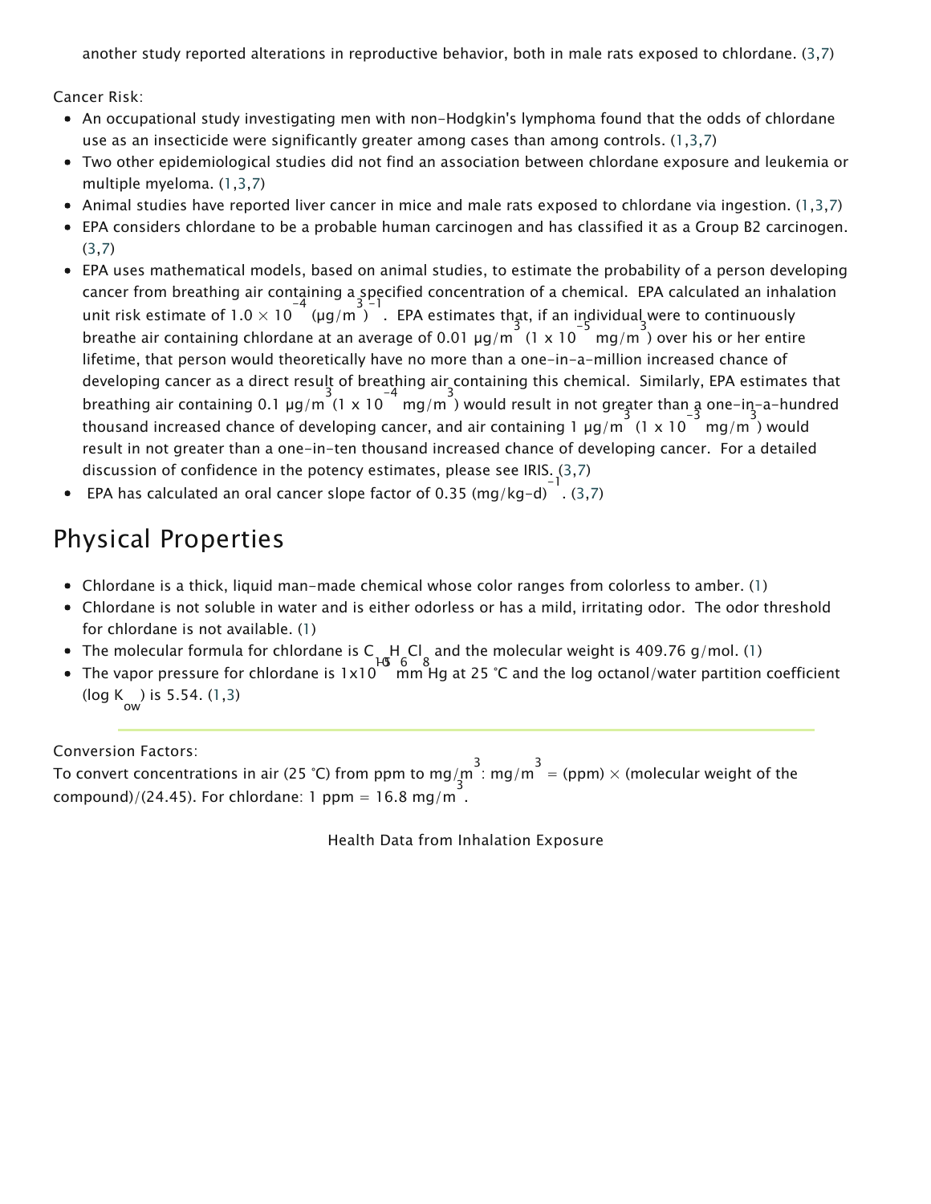another study reported alterations in reproductive behavior, both in male rats exposed to chlordane. (3,7)

Cancer Risk:

- An occupational study investigating men with non-Hodgkin's lymphoma found that the odds of chlordane use as an insecticide were significantly greater among cases than among controls. (1,3,7)
- Two other epidemiological studies did not find an association between chlordane exposure and leukemia or multiple myeloma. (1,3,7)
- Animal studies have reported liver cancer in mice and male rats exposed to chlordane via ingestion. (1,3,7)
- EPA considers chlordane to be a probable human carcinogen and has classified it as a Group B2 carcinogen. (3,7)
- EPA uses mathematical models, based on animal studies, to estimate the probability of a person developing cancer from breathing air containing a specified concentration of a chemical. EPA calculated an inhalation unit risk estimate of $1.0 \times 10^{-4}$ $(\mu g/m^3)^{-1}$. EPA estimates that, if an individual were to continuously breathe air containing chlordane at an average of 0.01 $\mu g/m^3$ ($1 \times 10^{-5}$ $mg/m^3$) over his or her entire lifetime, that person would theoretically have no more than a one-in-a-million increased chance of developing cancer as a direct result of breathing air containing this chemical. Similarly, EPA estimates that breathing air containing 0.1 $\mu g/m^3$ ($1 \times 10^{-4}$ $mg/m^3$) would result in not greater than a one-in-a-hundred thousand increased chance of developing cancer, and air containing 1 $\mu g/m^3$ ($1 \times 10^{-3}$ $mg/m^3$) would result in not greater than a one-in-ten thousand increased chance of developing cancer. For a detailed discussion of confidence in the potency estimates, please see IRIS. (3,7)
- EPA has calculated an oral cancer slope factor of 0.35 $(mg/kg\text{-}d)^{-1}$. (3,7)

## Physical Properties

- Chlordane is a thick, liquid man-made chemical whose color ranges from colorless to amber. (1)
- Chlordane is not soluble in water and is either odorless or has a mild, irritating odor. The odor threshold for chlordane is not available. (1)
- The molecular formula for chlordane is $C_{10}H_6Cl_8$ and the molecular weight is 409.76 g/mol. (1)
- The vapor pressure for chlordane is $1 \times 10^{-5}$ mm Hg at 25 °C and the log octanol/water partition coefficient (log $K_{ow}$) is 5.54. (1,3)

Conversion Factors:
To convert concentrations in air (25 °C) from ppm to $mg/m^3$: $mg/m^3$ = (ppm) × (molecular weight of the compound)/(24.45). For chlordane: 1 ppm = 16.8 $mg/m^3$.

Health Data from Inhalation Exposure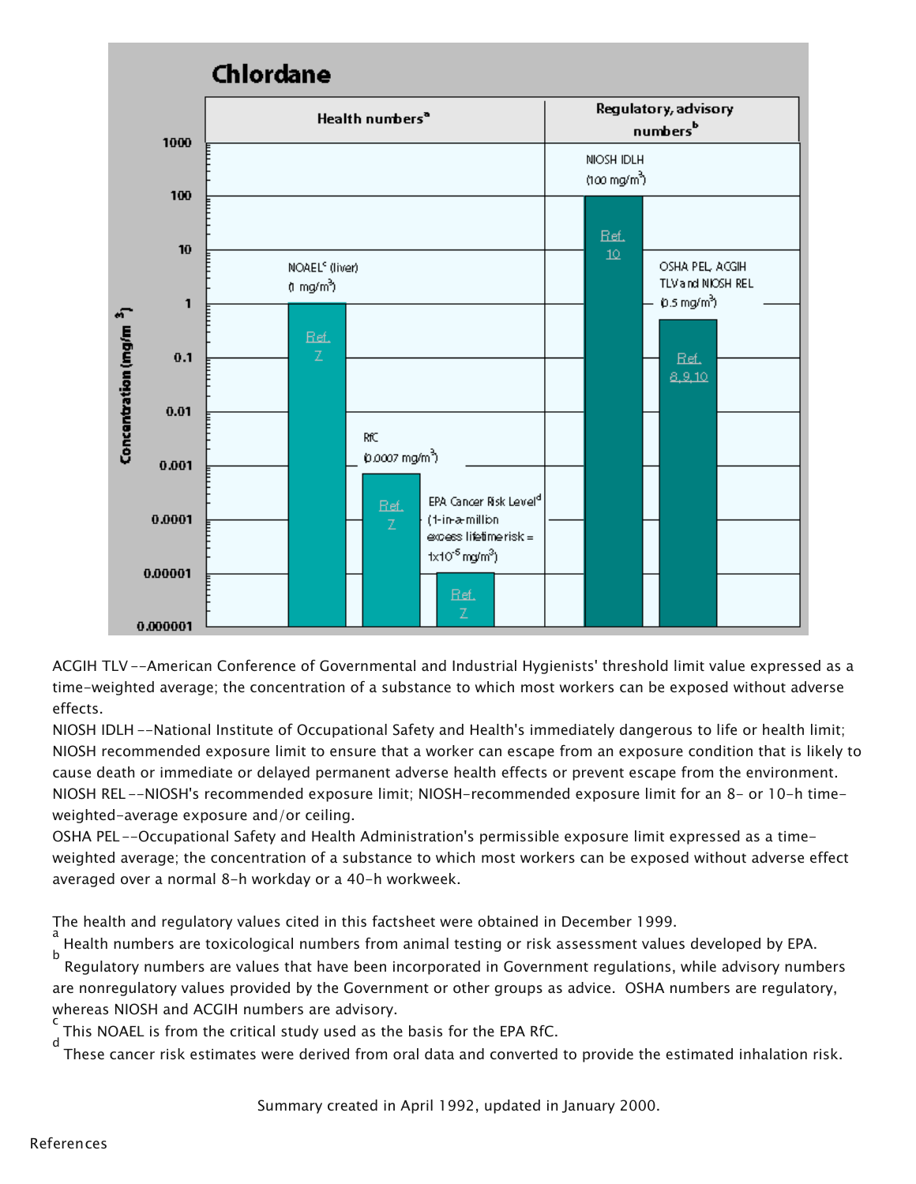## Chlordane

| Health numbers[a] | | | Regulatory, advisory numbers[b] | |
|---|---|---|---|---|
| NOAEL[c] (liver) (1 mg/m³) Ref. 7 | RfC (0.0007 mg/m³) Ref. 7 | EPA Cancer Risk Level[d] (1-in-a-million excess lifetime risk = $1 \times 10^{-5}$ mg/m³) Ref. 7 | NIOSH IDLH (100 mg/m³) Ref. 10 | OSHA PEL, ACGIH TLV and NIOSH REL (0.5 mg/m³) Ref. 8,9,10 |

Concentration (mg/m³)

ACGIH TLV --American Conference of Governmental and Industrial Hygienists' threshold limit value expressed as a time-weighted average; the concentration of a substance to which most workers can be exposed without adverse effects.

NIOSH IDLH --National Institute of Occupational Safety and Health's immediately dangerous to life or health limit; NIOSH recommended exposure limit to ensure that a worker can escape from an exposure condition that is likely to cause death or immediate or delayed permanent adverse health effects or prevent escape from the environment.

NIOSH REL --NIOSH's recommended exposure limit; NIOSH-recommended exposure limit for an 8- or 10-h time-weighted-average exposure and/or ceiling.

OSHA PEL --Occupational Safety and Health Administration's permissible exposure limit expressed as a time-weighted average; the concentration of a substance to which most workers can be exposed without adverse effect averaged over a normal 8-h workday or a 40-h workweek.

The health and regulatory values cited in this factsheet were obtained in December 1999.

[a] Health numbers are toxicological numbers from animal testing or risk assessment values developed by EPA.

[b] Regulatory numbers are values that have been incorporated in Government regulations, while advisory numbers are nonregulatory values provided by the Government or other groups as advice. OSHA numbers are regulatory, whereas NIOSH and ACGIH numbers are advisory.

[c] This NOAEL is from the critical study used as the basis for the EPA RfC.

[d] These cancer risk estimates were derived from oral data and converted to provide the estimated inhalation risk.

Summary created in April 1992, updated in January 2000.

References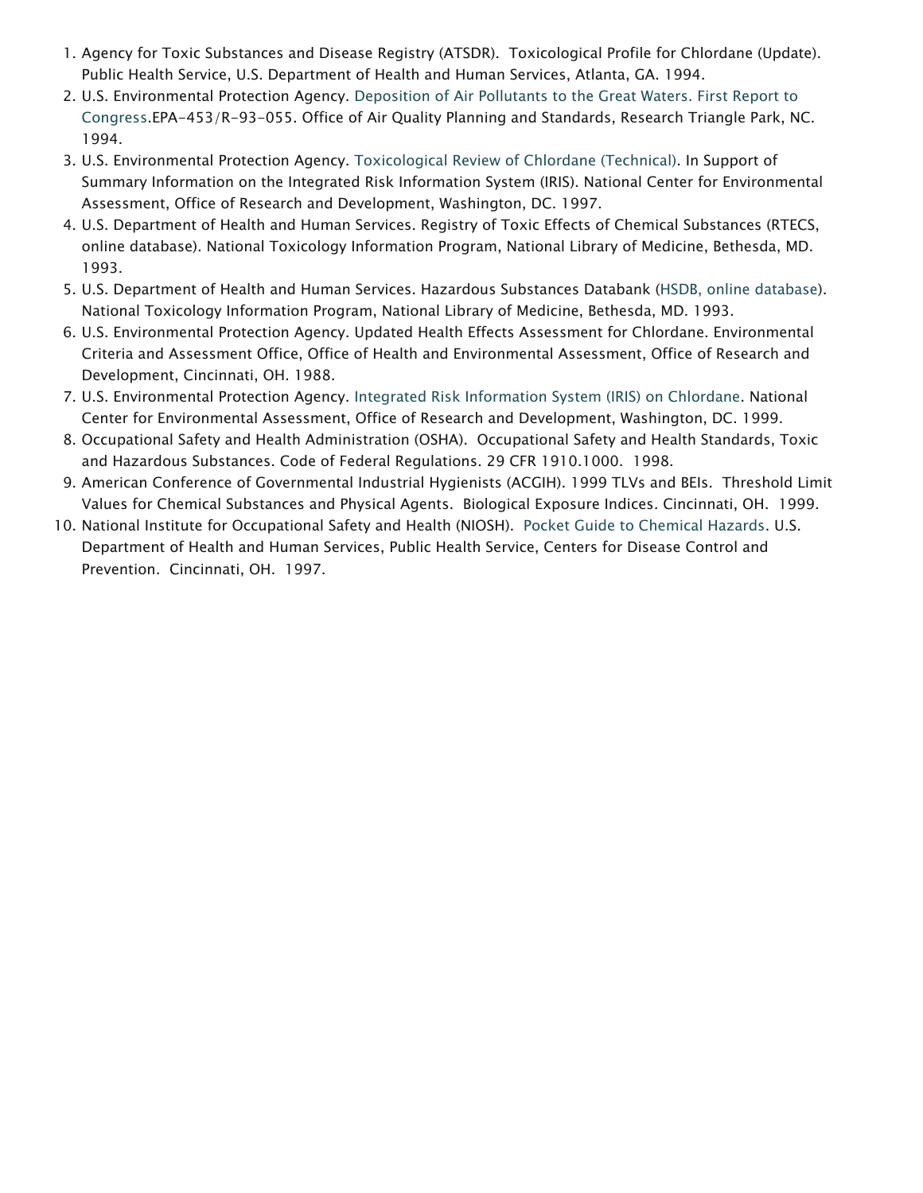1. Agency for Toxic Substances and Disease Registry (ATSDR). Toxicological Profile for Chlordane (Update). Public Health Service, U.S. Department of Health and Human Services, Atlanta, GA. 1994.
2. U.S. Environmental Protection Agency. Deposition of Air Pollutants to the Great Waters. First Report to Congress.EPA-453/R-93-055. Office of Air Quality Planning and Standards, Research Triangle Park, NC. 1994.
3. U.S. Environmental Protection Agency. Toxicological Review of Chlordane (Technical). In Support of Summary Information on the Integrated Risk Information System (IRIS). National Center for Environmental Assessment, Office of Research and Development, Washington, DC. 1997.
4. U.S. Department of Health and Human Services. Registry of Toxic Effects of Chemical Substances (RTECS, online database). National Toxicology Information Program, National Library of Medicine, Bethesda, MD. 1993.
5. U.S. Department of Health and Human Services. Hazardous Substances Databank (HSDB, online database). National Toxicology Information Program, National Library of Medicine, Bethesda, MD. 1993.
6. U.S. Environmental Protection Agency. Updated Health Effects Assessment for Chlordane. Environmental Criteria and Assessment Office, Office of Health and Environmental Assessment, Office of Research and Development, Cincinnati, OH. 1988.
7. U.S. Environmental Protection Agency. Integrated Risk Information System (IRIS) on Chlordane. National Center for Environmental Assessment, Office of Research and Development, Washington, DC. 1999.
8. Occupational Safety and Health Administration (OSHA). Occupational Safety and Health Standards, Toxic and Hazardous Substances. Code of Federal Regulations. 29 CFR 1910.1000. 1998.
9. American Conference of Governmental Industrial Hygienists (ACGIH). 1999 TLVs and BEIs. Threshold Limit Values for Chemical Substances and Physical Agents. Biological Exposure Indices. Cincinnati, OH. 1999.
10. National Institute for Occupational Safety and Health (NIOSH). Pocket Guide to Chemical Hazards. U.S. Department of Health and Human Services, Public Health Service, Centers for Disease Control and Prevention. Cincinnati, OH. 1997.